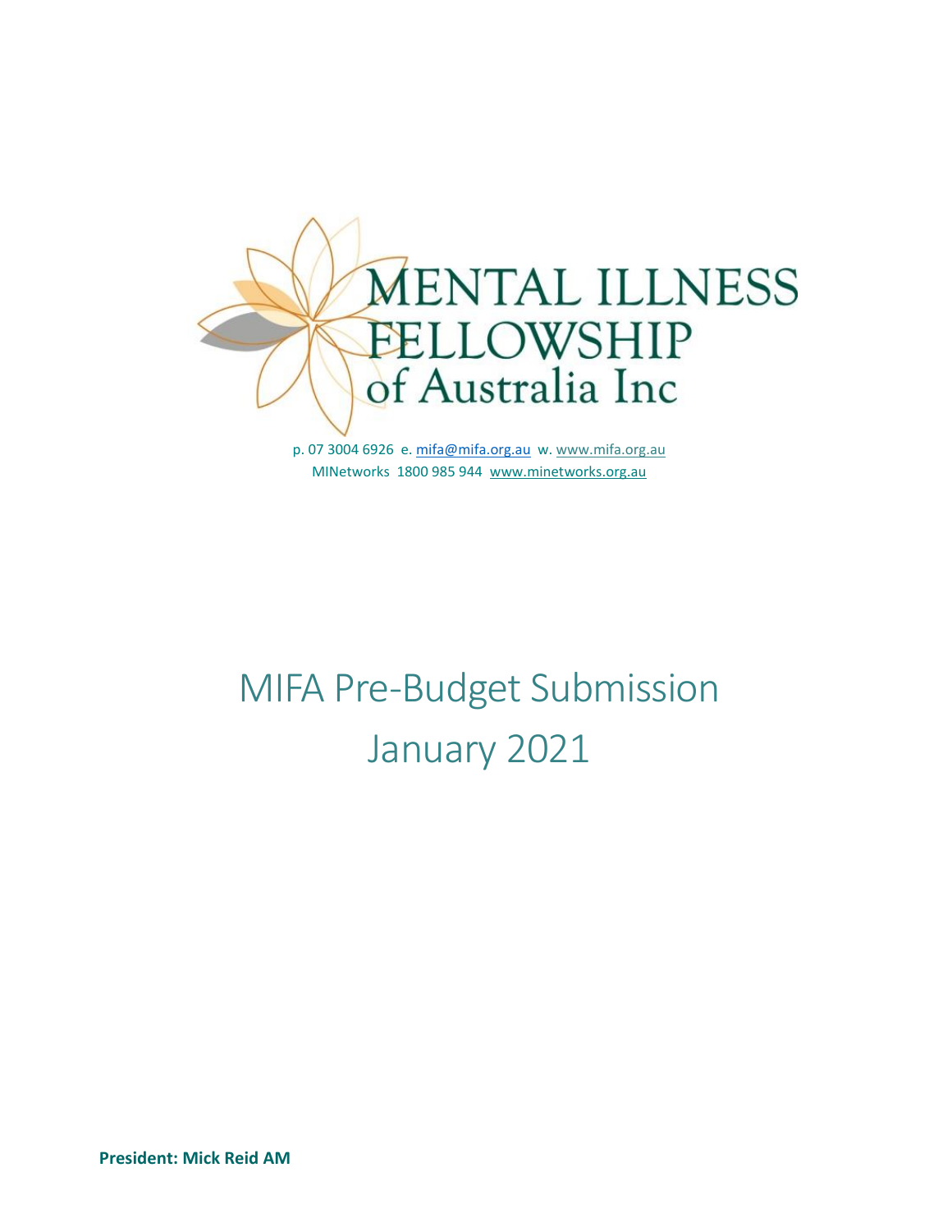MENTAL ILLNESS FELLOWSHIP of Australia Inc

p. 07 3004 6926 e. mifa@mifa.org.au w. www.mifa.org.au
MINetworks 1800 985 944 www.minetworks.org.au

# MIFA Pre-Budget Submission January 2021

**President: Mick Reid AM**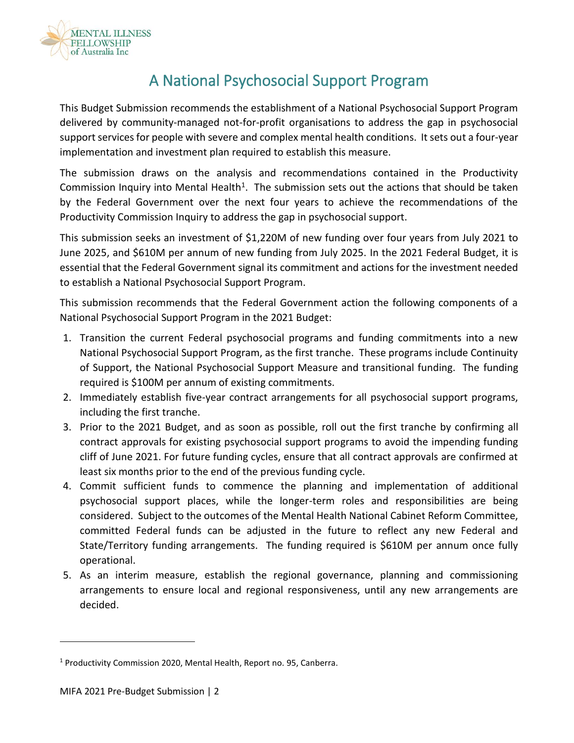# A National Psychosocial Support Program

This Budget Submission recommends the establishment of a National Psychosocial Support Program delivered by community-managed not-for-profit organisations to address the gap in psychosocial support services for people with severe and complex mental health conditions. It sets out a four-year implementation and investment plan required to establish this measure.

The submission draws on the analysis and recommendations contained in the Productivity Commission Inquiry into Mental Health[1]. The submission sets out the actions that should be taken by the Federal Government over the next four years to achieve the recommendations of the Productivity Commission Inquiry to address the gap in psychosocial support.

This submission seeks an investment of $1,220M of new funding over four years from July 2021 to June 2025, and $610M per annum of new funding from July 2025. In the 2021 Federal Budget, it is essential that the Federal Government signal its commitment and actions for the investment needed to establish a National Psychosocial Support Program.

This submission recommends that the Federal Government action the following components of a National Psychosocial Support Program in the 2021 Budget:

1. Transition the current Federal psychosocial programs and funding commitments into a new National Psychosocial Support Program, as the first tranche. These programs include Continuity of Support, the National Psychosocial Support Measure and transitional funding. The funding required is $100M per annum of existing commitments.
2. Immediately establish five-year contract arrangements for all psychosocial support programs, including the first tranche.
3. Prior to the 2021 Budget, and as soon as possible, roll out the first tranche by confirming all contract approvals for existing psychosocial support programs to avoid the impending funding cliff of June 2021. For future funding cycles, ensure that all contract approvals are confirmed at least six months prior to the end of the previous funding cycle.
4. Commit sufficient funds to commence the planning and implementation of additional psychosocial support places, while the longer-term roles and responsibilities are being considered. Subject to the outcomes of the Mental Health National Cabinet Reform Committee, committed Federal funds can be adjusted in the future to reflect any new Federal and State/Territory funding arrangements. The funding required is $610M per annum once fully operational.
5. As an interim measure, establish the regional governance, planning and commissioning arrangements to ensure local and regional responsiveness, until any new arrangements are decided.

---

[1] Productivity Commission 2020, Mental Health, Report no. 95, Canberra.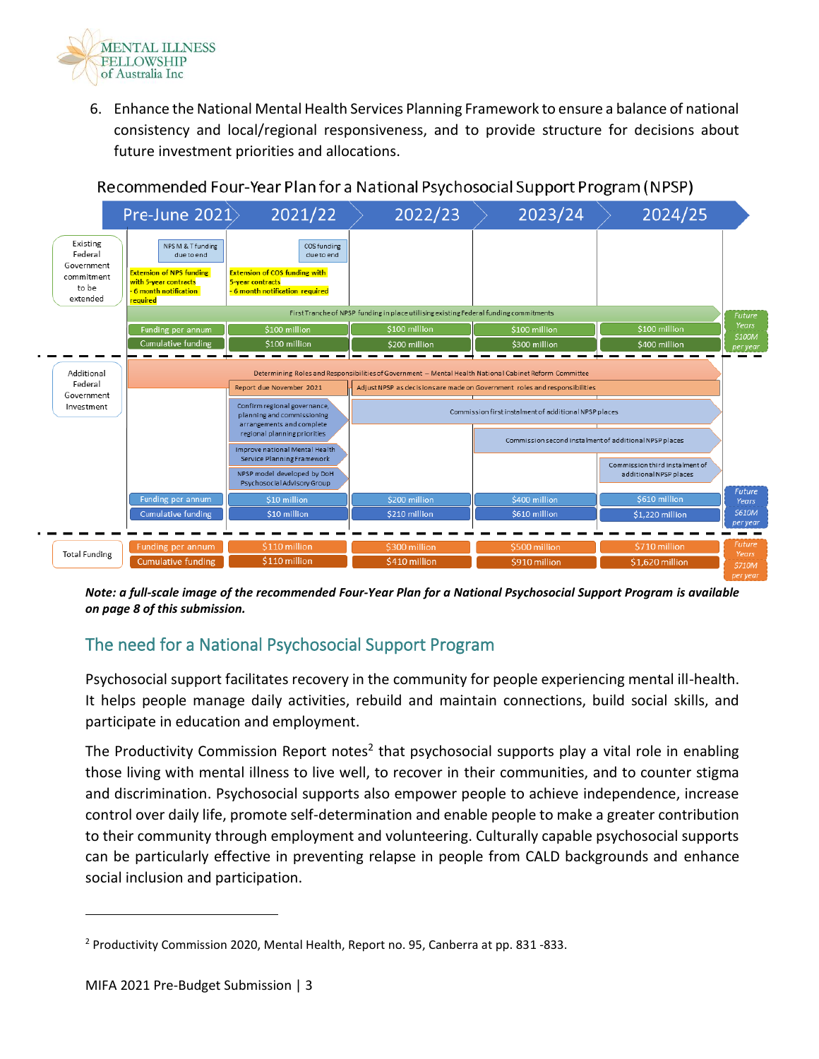6. Enhance the National Mental Health Services Planning Framework to ensure a balance of national consistency and local/regional responsiveness, and to provide structure for decisions about future investment priorities and allocations.

Recommended Four-Year Plan for a National Psychosocial Support Program (NPSP)

| | Pre-June 2021 | 2021/22 | 2022/23 | 2023/24 | 2024/25 | |
|---|---|---|---|---|---|---|
| Existing Federal Government commitment to be extended | NPS M & T funding due to end. Extension of NPS funding with 5-year contracts - 6 month notification required | COS funding due to end. Extension of COS funding with 5-year contracts - 6 month notification required | | | | |
| | First Tranche of NPSP funding in place utilising existing Federal funding commitments | | | | | |
| | Funding per annum | $100 million | $100 million | $100 million | $100 million | Future Years $100M per year |
| | Cumulative funding | $100 million | $200 million | $300 million | $400 million | |
| Additional Federal Government Investment | Determining Roles and Responsibilities of Government – Mental Health National Cabinet Reform Committee | | | | | |
| | | Report due November 2021 | Adjust NPSP as decisions are made on Government roles and responsibilities | | | |
| | | Confirm regional governance, planning and commissioning arrangements and complete regional planning priorities | Commission first instalment of additional NPSP places | | | |
| | | Improve national Mental Health Service Planning Framework | | Commission second instalment of additional NPSP places | | |
| | | NPSP model developed by DoH Psychosocial Advisory Group | | | Commission third instalment of additional NPSP places | |
| | Funding per annum | $10 million | $200 million | $400 million | $610 million | Future Years $610M per year |
| | Cumulative funding | $10 million | $210 million | $610 million | $1,220 million | |
| Total Funding | Funding per annum | $110 million | $300 million | $500 million | $710 million | Future Years $710M per year |
| | Cumulative funding | $110 million | $410 million | $910 million | $1,620 million | |

***Note: a full-scale image of the recommended Four-Year Plan for a National Psychosocial Support Program is available on page 8 of this submission.***

## The need for a National Psychosocial Support Program

Psychosocial support facilitates recovery in the community for people experiencing mental ill-health. It helps people manage daily activities, rebuild and maintain connections, build social skills, and participate in education and employment.

The Productivity Commission Report notes[2] that psychosocial supports play a vital role in enabling those living with mental illness to live well, to recover in their communities, and to counter stigma and discrimination. Psychosocial supports also empower people to achieve independence, increase control over daily life, promote self-determination and enable people to make a greater contribution to their community through employment and volunteering. Culturally capable psychosocial supports can be particularly effective in preventing relapse in people from CALD backgrounds and enhance social inclusion and participation.

[2] Productivity Commission 2020, Mental Health, Report no. 95, Canberra at pp. 831 -833.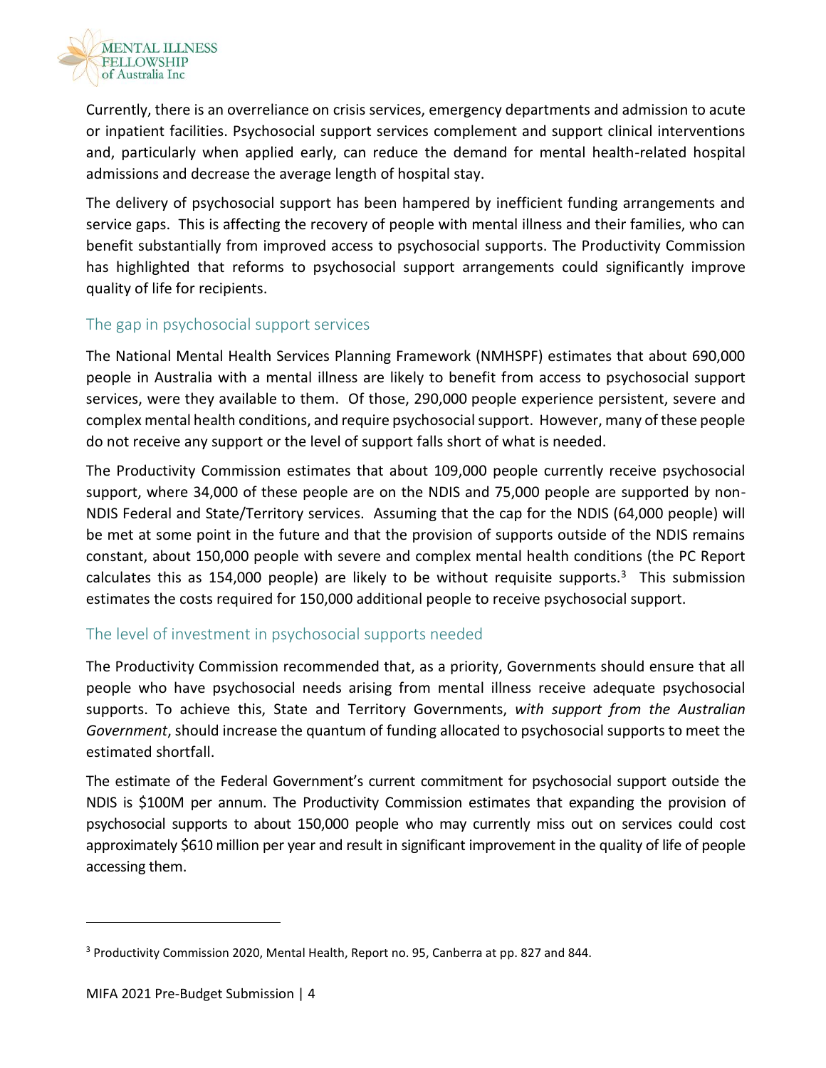Currently, there is an overreliance on crisis services, emergency departments and admission to acute or inpatient facilities. Psychosocial support services complement and support clinical interventions and, particularly when applied early, can reduce the demand for mental health-related hospital admissions and decrease the average length of hospital stay.

The delivery of psychosocial support has been hampered by inefficient funding arrangements and service gaps. This is affecting the recovery of people with mental illness and their families, who can benefit substantially from improved access to psychosocial supports. The Productivity Commission has highlighted that reforms to psychosocial support arrangements could significantly improve quality of life for recipients.

## The gap in psychosocial support services

The National Mental Health Services Planning Framework (NMHSPF) estimates that about 690,000 people in Australia with a mental illness are likely to benefit from access to psychosocial support services, were they available to them. Of those, 290,000 people experience persistent, severe and complex mental health conditions, and require psychosocial support. However, many of these people do not receive any support or the level of support falls short of what is needed.

The Productivity Commission estimates that about 109,000 people currently receive psychosocial support, where 34,000 of these people are on the NDIS and 75,000 people are supported by non-NDIS Federal and State/Territory services. Assuming that the cap for the NDIS (64,000 people) will be met at some point in the future and that the provision of supports outside of the NDIS remains constant, about 150,000 people with severe and complex mental health conditions (the PC Report calculates this as 154,000 people) are likely to be without requisite supports.[3] This submission estimates the costs required for 150,000 additional people to receive psychosocial support.

## The level of investment in psychosocial supports needed

The Productivity Commission recommended that, as a priority, Governments should ensure that all people who have psychosocial needs arising from mental illness receive adequate psychosocial supports. To achieve this, State and Territory Governments, *with support from the Australian Government*, should increase the quantum of funding allocated to psychosocial supports to meet the estimated shortfall.

The estimate of the Federal Government's current commitment for psychosocial support outside the NDIS is $100M per annum. The Productivity Commission estimates that expanding the provision of psychosocial supports to about 150,000 people who may currently miss out on services could cost approximately $610 million per year and result in significant improvement in the quality of life of people accessing them.

---

[3] Productivity Commission 2020, Mental Health, Report no. 95, Canberra at pp. 827 and 844.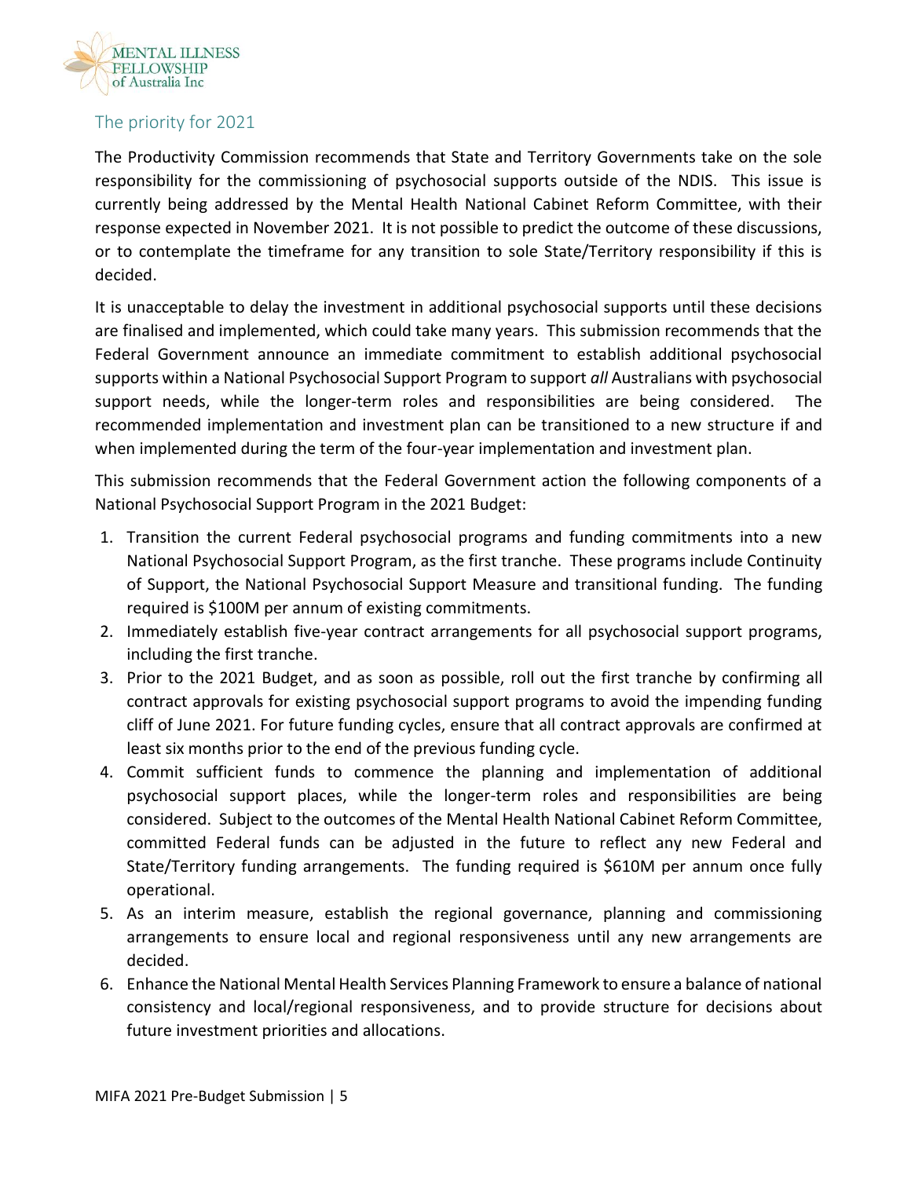## The priority for 2021

The Productivity Commission recommends that State and Territory Governments take on the sole responsibility for the commissioning of psychosocial supports outside of the NDIS. This issue is currently being addressed by the Mental Health National Cabinet Reform Committee, with their response expected in November 2021. It is not possible to predict the outcome of these discussions, or to contemplate the timeframe for any transition to sole State/Territory responsibility if this is decided.

It is unacceptable to delay the investment in additional psychosocial supports until these decisions are finalised and implemented, which could take many years. This submission recommends that the Federal Government announce an immediate commitment to establish additional psychosocial supports within a National Psychosocial Support Program to support *all* Australians with psychosocial support needs, while the longer-term roles and responsibilities are being considered. The recommended implementation and investment plan can be transitioned to a new structure if and when implemented during the term of the four-year implementation and investment plan.

This submission recommends that the Federal Government action the following components of a National Psychosocial Support Program in the 2021 Budget:

1. Transition the current Federal psychosocial programs and funding commitments into a new National Psychosocial Support Program, as the first tranche. These programs include Continuity of Support, the National Psychosocial Support Measure and transitional funding. The funding required is $100M per annum of existing commitments.
2. Immediately establish five-year contract arrangements for all psychosocial support programs, including the first tranche.
3. Prior to the 2021 Budget, and as soon as possible, roll out the first tranche by confirming all contract approvals for existing psychosocial support programs to avoid the impending funding cliff of June 2021. For future funding cycles, ensure that all contract approvals are confirmed at least six months prior to the end of the previous funding cycle.
4. Commit sufficient funds to commence the planning and implementation of additional psychosocial support places, while the longer-term roles and responsibilities are being considered. Subject to the outcomes of the Mental Health National Cabinet Reform Committee, committed Federal funds can be adjusted in the future to reflect any new Federal and State/Territory funding arrangements. The funding required is $610M per annum once fully operational.
5. As an interim measure, establish the regional governance, planning and commissioning arrangements to ensure local and regional responsiveness until any new arrangements are decided.
6. Enhance the National Mental Health Services Planning Framework to ensure a balance of national consistency and local/regional responsiveness, and to provide structure for decisions about future investment priorities and allocations.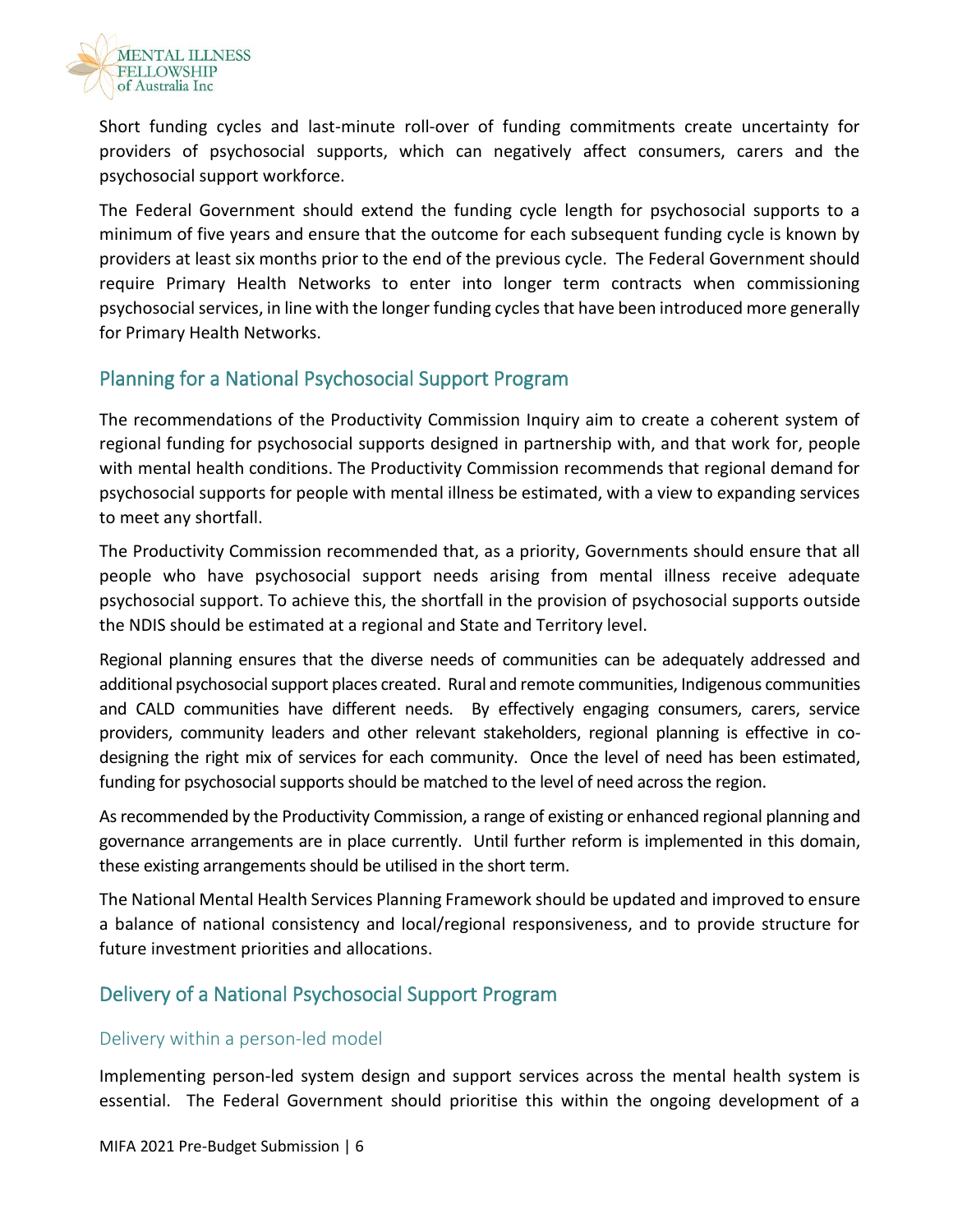Short funding cycles and last-minute roll-over of funding commitments create uncertainty for providers of psychosocial supports, which can negatively affect consumers, carers and the psychosocial support workforce.

The Federal Government should extend the funding cycle length for psychosocial supports to a minimum of five years and ensure that the outcome for each subsequent funding cycle is known by providers at least six months prior to the end of the previous cycle. The Federal Government should require Primary Health Networks to enter into longer term contracts when commissioning psychosocial services, in line with the longer funding cycles that have been introduced more generally for Primary Health Networks.

## Planning for a National Psychosocial Support Program

The recommendations of the Productivity Commission Inquiry aim to create a coherent system of regional funding for psychosocial supports designed in partnership with, and that work for, people with mental health conditions. The Productivity Commission recommends that regional demand for psychosocial supports for people with mental illness be estimated, with a view to expanding services to meet any shortfall.

The Productivity Commission recommended that, as a priority, Governments should ensure that all people who have psychosocial support needs arising from mental illness receive adequate psychosocial support. To achieve this, the shortfall in the provision of psychosocial supports outside the NDIS should be estimated at a regional and State and Territory level.

Regional planning ensures that the diverse needs of communities can be adequately addressed and additional psychosocial support places created. Rural and remote communities, Indigenous communities and CALD communities have different needs. By effectively engaging consumers, carers, service providers, community leaders and other relevant stakeholders, regional planning is effective in co-designing the right mix of services for each community. Once the level of need has been estimated, funding for psychosocial supports should be matched to the level of need across the region.

As recommended by the Productivity Commission, a range of existing or enhanced regional planning and governance arrangements are in place currently. Until further reform is implemented in this domain, these existing arrangements should be utilised in the short term.

The National Mental Health Services Planning Framework should be updated and improved to ensure a balance of national consistency and local/regional responsiveness, and to provide structure for future investment priorities and allocations.

## Delivery of a National Psychosocial Support Program

### Delivery within a person-led model

Implementing person-led system design and support services across the mental health system is essential. The Federal Government should prioritise this within the ongoing development of a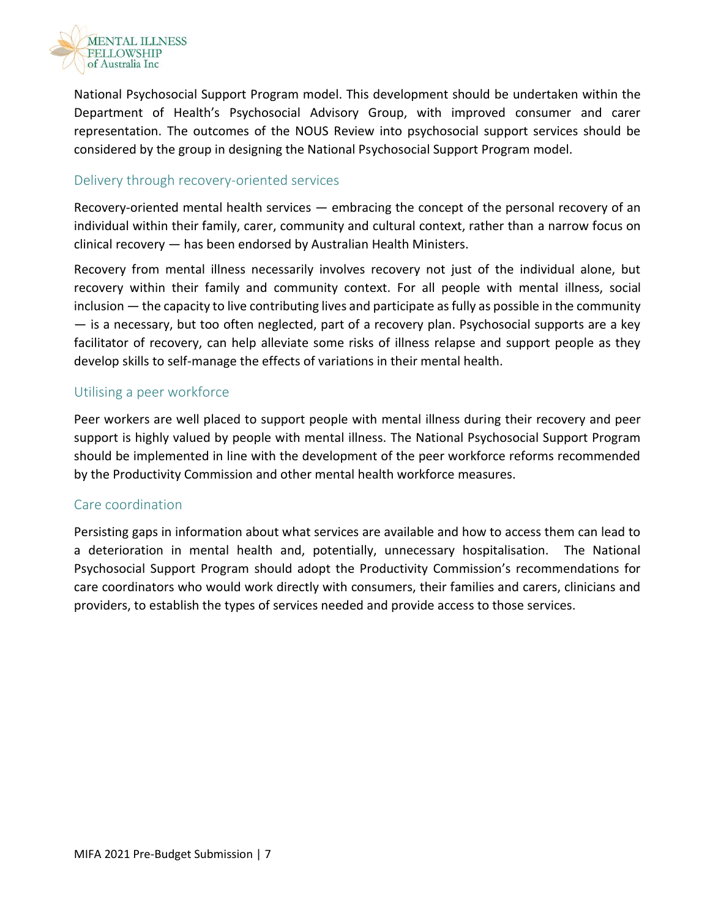National Psychosocial Support Program model. This development should be undertaken within the Department of Health's Psychosocial Advisory Group, with improved consumer and carer representation. The outcomes of the NOUS Review into psychosocial support services should be considered by the group in designing the National Psychosocial Support Program model.

### Delivery through recovery-oriented services

Recovery-oriented mental health services — embracing the concept of the personal recovery of an individual within their family, carer, community and cultural context, rather than a narrow focus on clinical recovery — has been endorsed by Australian Health Ministers.

Recovery from mental illness necessarily involves recovery not just of the individual alone, but recovery within their family and community context. For all people with mental illness, social inclusion — the capacity to live contributing lives and participate as fully as possible in the community — is a necessary, but too often neglected, part of a recovery plan. Psychosocial supports are a key facilitator of recovery, can help alleviate some risks of illness relapse and support people as they develop skills to self-manage the effects of variations in their mental health.

### Utilising a peer workforce

Peer workers are well placed to support people with mental illness during their recovery and peer support is highly valued by people with mental illness. The National Psychosocial Support Program should be implemented in line with the development of the peer workforce reforms recommended by the Productivity Commission and other mental health workforce measures.

### Care coordination

Persisting gaps in information about what services are available and how to access them can lead to a deterioration in mental health and, potentially, unnecessary hospitalisation. The National Psychosocial Support Program should adopt the Productivity Commission's recommendations for care coordinators who would work directly with consumers, their families and carers, clinicians and providers, to establish the types of services needed and provide access to those services.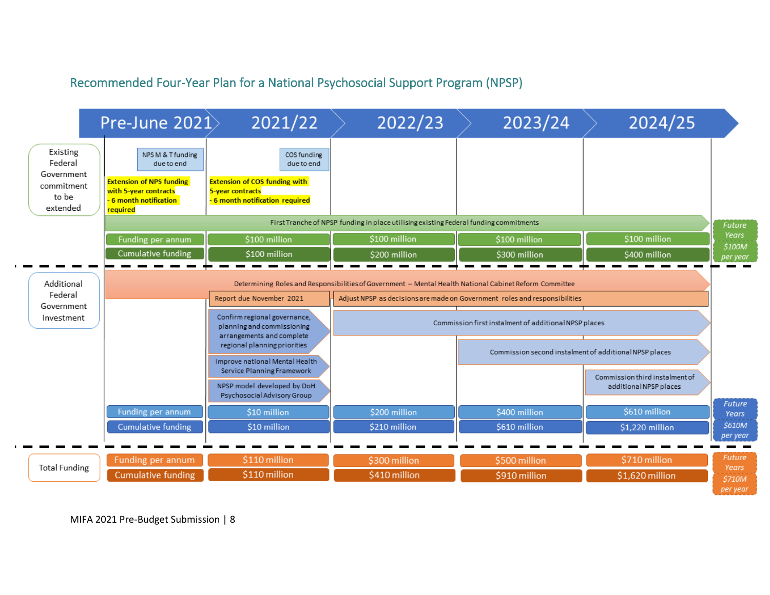## Recommended Four-Year Plan for a National Psychosocial Support Program (NPSP)

| | Pre-June 2021 | 2021/22 | 2022/23 | 2023/24 | 2024/25 | Future Years |
|---|---|---|---|---|---|---|
| **Existing Federal Government commitment to be extended** | NPS M & T funding due to end | COS funding due to end | | | | |
| | Extension of NPS funding with 5-year contracts - 6 month notification required | Extension of COS funding with 5-year contracts - 6 month notification required | | | | |
| | First Tranche of NPSP funding in place utilising existing Federal funding commitments | | | | | |
| Funding per annum | | $100 million | $100 million | $100 million | $100 million | $100M per year |
| Cumulative funding | | $100 million | $200 million | $300 million | $400 million | |
| **Additional Federal Government Investment** | Determining Roles and Responsibilities of Government – Mental Health National Cabinet Reform Committee | | | | | |
| | | Report due November 2021 | Adjust NPSP as decisions are made on Government roles and responsibilities | | | |
| | | Confirm regional governance, planning and commissioning arrangements and complete regional planning priorities | Commission first instalment of additional NPSP places | | | |
| | | Improve national Mental Health Service Planning Framework | | Commission second instalment of additional NPSP places | | |
| | | NPSP model developed by DoH Psychosocial Advisory Group | | | Commission third instalment of additional NPSP places | |
| Funding per annum | | $10 million | $200 million | $400 million | $610 million | $610M per year |
| Cumulative funding | | $10 million | $210 million | $610 million | $1,220 million | |
| **Total Funding** | | | | | | |
| Funding per annum | | $110 million | $300 million | $500 million | $710 million | $710M per year |
| Cumulative funding | | $110 million | $410 million | $910 million | $1,620 million | |

MIFA 2021 Pre-Budget Submission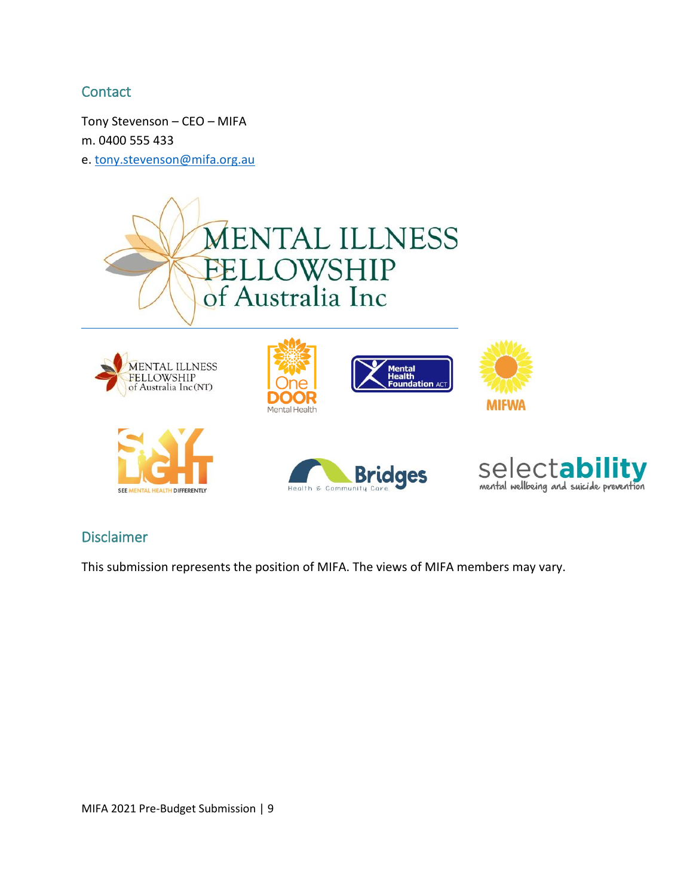## Contact

Tony Stevenson – CEO – MIFA
m. 0400 555 433
e. tony.stevenson@mifa.org.au

## Disclaimer

This submission represents the position of MIFA. The views of MIFA members may vary.